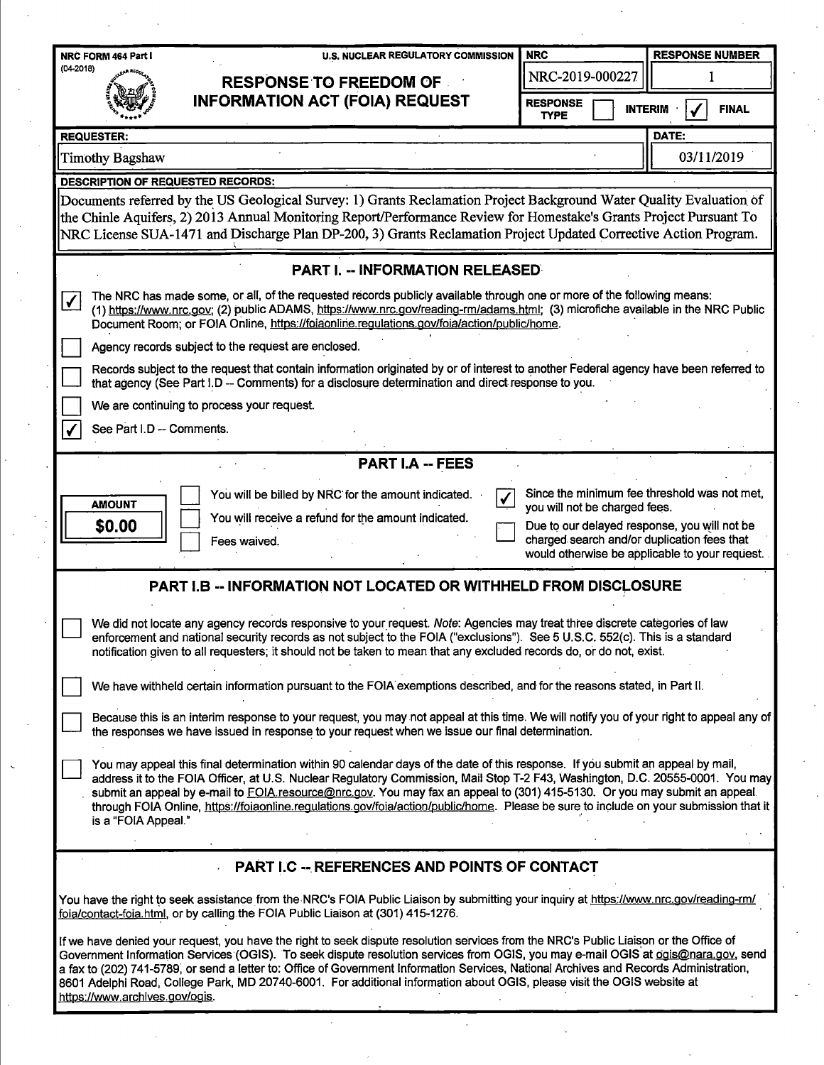NRC FORM 464 Part I (04-2018)

U.S. NUCLEAR REGULATORY COMMISSION

# RESPONSE TO FREEDOM OF INFORMATION ACT (FOIA) REQUEST

| NRC | RESPONSE NUMBER |
|---|---|
| NRC-2019-000227 | 1 |

RESPONSE TYPE: ☐ INTERIM ☑ FINAL

| REQUESTER: | DATE: |
|---|---|
| Timothy Bagshaw | 03/11/2019 |

**DESCRIPTION OF REQUESTED RECORDS:**

Documents referred by the US Geological Survey: 1) Grants Reclamation Project Background Water Quality Evaluation of the Chinle Aquifers, 2) 2013 Annual Monitoring Report/Performance Review for Homestake's Grants Project Pursuant To NRC License SUA-1471 and Discharge Plan DP-200, 3) Grants Reclamation Project Updated Corrective Action Program.

## PART I. -- INFORMATION RELEASED

☑ The NRC has made some, or all, of the requested records publicly available through one or more of the following means: (1) https://www.nrc.gov; (2) public ADAMS, https://www.nrc.gov/reading-rm/adams.html; (3) microfiche available in the NRC Public Document Room; or FOIA Online, https://foiaonline.regulations.gov/foia/action/public/home.

☐ Agency records subject to the request are enclosed.

☐ Records subject to the request that contain information originated by or of interest to another Federal agency have been referred to that agency (See Part I.D -- Comments) for a disclosure determination and direct response to you.

☐ We are continuing to process your request.

☑ See Part I.D -- Comments.

## PART I.A -- FEES

**AMOUNT**
**$0.00**

☐ You will be billed by NRC for the amount indicated.

☐ You will receive a refund for the amount indicated.

☐ Fees waived.

☑ Since the minimum fee threshold was not met, you will not be charged fees.

☐ Due to our delayed response, you will not be charged search and/or duplication fees that would otherwise be applicable to your request.

## PART I.B -- INFORMATION NOT LOCATED OR WITHHELD FROM DISCLOSURE

☐ We did not locate any agency records responsive to your request. *Note:* Agencies may treat three discrete categories of law enforcement and national security records as not subject to the FOIA ("exclusions"). See 5 U.S.C. 552(c). This is a standard notification given to all requesters; it should not be taken to mean that any excluded records do, or do not, exist.

☐ We have withheld certain information pursuant to the FOIA exemptions described, and for the reasons stated, in Part II.

☐ Because this is an interim response to your request, you may not appeal at this time. We will notify you of your right to appeal any of the responses we have issued in response to your request when we issue our final determination.

☐ You may appeal this final determination within 90 calendar days of the date of this response. If you submit an appeal by mail, address it to the FOIA Officer, at U.S. Nuclear Regulatory Commission, Mail Stop T-2 F43, Washington, D.C. 20555-0001. You may submit an appeal by e-mail to FOIA.resource@nrc.gov. You may fax an appeal to (301) 415-5130. Or you may submit an appeal through FOIA Online, https://foiaonline.regulations.gov/foia/action/public/home. Please be sure to include on your submission that it is a "FOIA Appeal."

## PART I.C -- REFERENCES AND POINTS OF CONTACT

You have the right to seek assistance from the NRC's FOIA Public Liaison by submitting your inquiry at https://www.nrc.gov/reading-rm/foia/contact-foia.html, or by calling the FOIA Public Liaison at (301) 415-1276.

If we have denied your request, you have the right to seek dispute resolution services from the NRC's Public Liaison or the Office of Government Information Services (OGIS). To seek dispute resolution services from OGIS, you may e-mail OGIS at ogis@nara.gov, send a fax to (202) 741-5789, or send a letter to: Office of Government Information Services, National Archives and Records Administration, 8601 Adelphi Road, College Park, MD 20740-6001. For additional information about OGIS, please visit the OGIS website at https://www.archives.gov/ogis.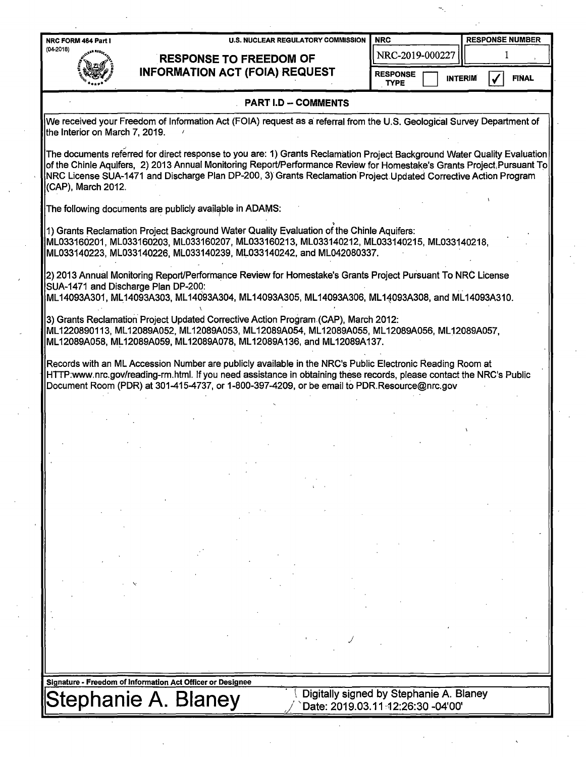NRC FORM 464 Part I (04-2018)

U.S. NUCLEAR REGULATORY COMMISSION

# RESPONSE TO FREEDOM OF INFORMATION ACT (FOIA) REQUEST

| NRC | RESPONSE NUMBER |
|---|---|
| NRC-2019-000227 | 1 |

RESPONSE TYPE: ☐ INTERIM ☑ FINAL

## PART I.D – COMMENTS

We received your Freedom of Information Act (FOIA) request as a referral from the U.S. Geological Survey Department of the Interior on March 7, 2019.

The documents referred for direct response to you are: 1) Grants Reclamation Project Background Water Quality Evaluation of the Chinle Aquifers, 2) 2013 Annual Monitoring Report/Performance Review for Homestake's Grants Project Pursuant To NRC License SUA-1471 and Discharge Plan DP-200, 3) Grants Reclamation Project Updated Corrective Action Program (CAP), March 2012.

The following documents are publicly available in ADAMS:

1) Grants Reclamation Project Background Water Quality Evaluation of the Chinle Aquifers:
ML033160201, ML033160203, ML033160207, ML033160213, ML033140212, ML033140215, ML033140218, ML033140223, ML033140226, ML033140239, ML033140242, and ML042080337.

2) 2013 Annual Monitoring Report/Performance Review for Homestake's Grants Project Pursuant To NRC License SUA-1471 and Discharge Plan DP-200:
ML14093A301, ML14093A303, ML14093A304, ML14093A305, ML14093A306, ML14093A308, and ML14093A310.

3) Grants Reclamation Project Updated Corrective Action Program (CAP), March 2012:
ML1220890113, ML12089A052, ML12089A053, ML12089A054, ML12089A055, ML12089A056, ML12089A057, ML12089A058, ML12089A059, ML12089A078, ML12089A136, and ML12089A137.

Records with an ML Accession Number are publicly available in the NRC's Public Electronic Reading Room at HTTP:www.nrc.gov/reading-rm.html. If you need assistance in obtaining these records, please contact the NRC's Public Document Room (PDR) at 301-415-4737, or 1-800-397-4209, or be email to PDR.Resource@nrc.gov

**Signature - Freedom of Information Act Officer or Designee**

Stephanie A. Blaney

Digitally signed by Stephanie A. Blaney
Date: 2019.03.11 12:26:30 -04'00'